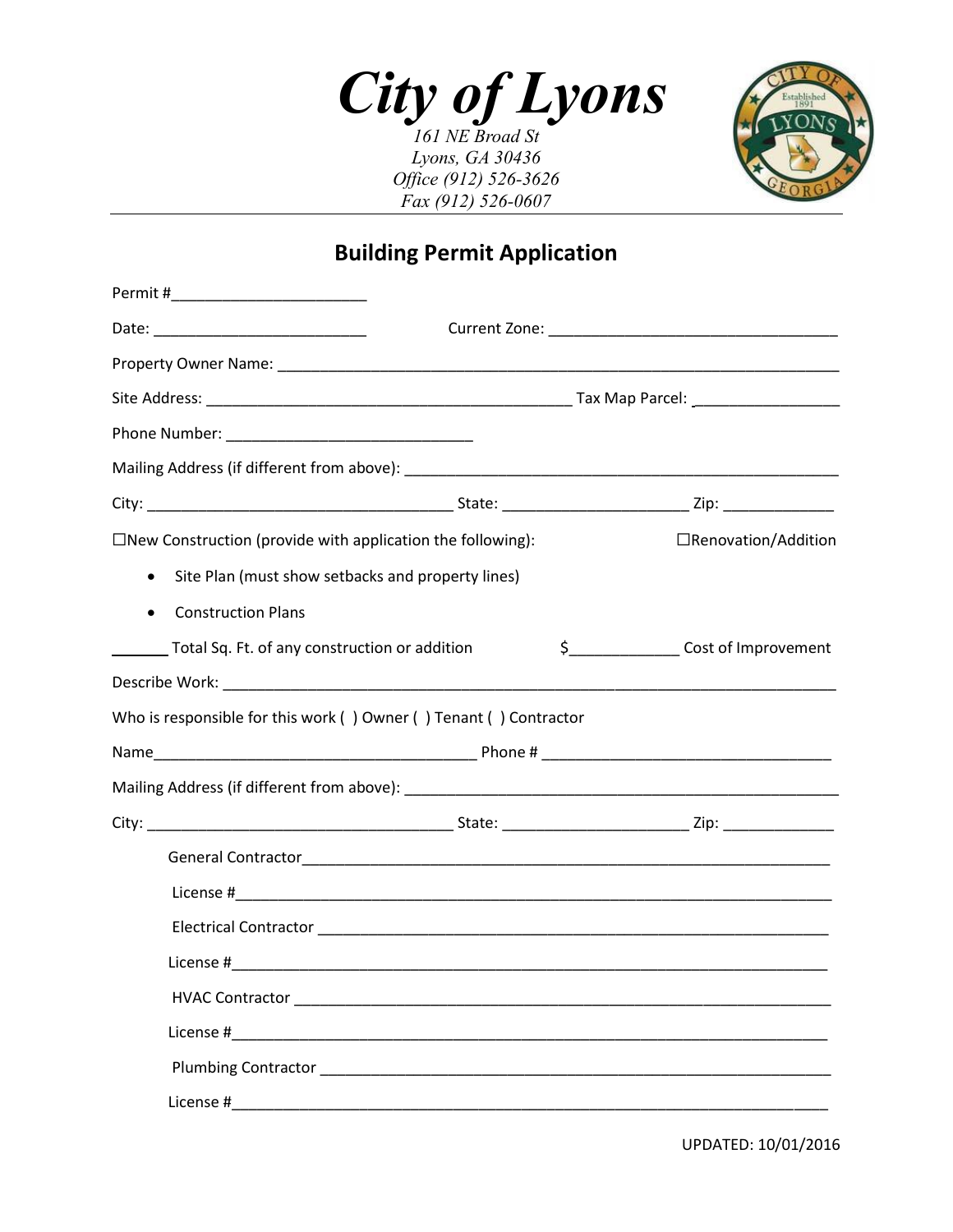# *City of Lyons*

*161 NE Broad St*
*Lyons, GA 30436*
*Office (912) 526-3626*
*Fax (912) 526-0607*

## Building Permit Application

Permit #______________________

Date: ________________________ Current Zone: _________________________________

Property Owner Name: _________________________________________________________________

Site Address: __________________________________________ Tax Map Parcel: ________________

Phone Number: ____________________________

Mailing Address (if different from above): ___________________________________________________

City: ___________________________________ State: _____________________ Zip: _____________

☐New Construction (provide with application the following): ☐Renovation/Addition

- Site Plan (must show setbacks and property lines)
- Construction Plans

_______ Total Sq. Ft. of any construction or addition $_____________ Cost of Improvement

Describe Work: _______________________________________________________________________

Who is responsible for this work ( ) Owner ( ) Tenant ( ) Contractor

Name_____________________________________ Phone # _________________________________

Mailing Address (if different from above): ___________________________________________________

City: ___________________________________ State: _____________________ Zip: _____________

General Contractor______________________________________________________________

License #_______________________________________________________________________

Electrical Contractor _____________________________________________________________

License #_______________________________________________________________________

HVAC Contractor ________________________________________________________________

License #_______________________________________________________________________

Plumbing Contractor ______________________________________________________________

License #_______________________________________________________________________

UPDATED: 10/01/2016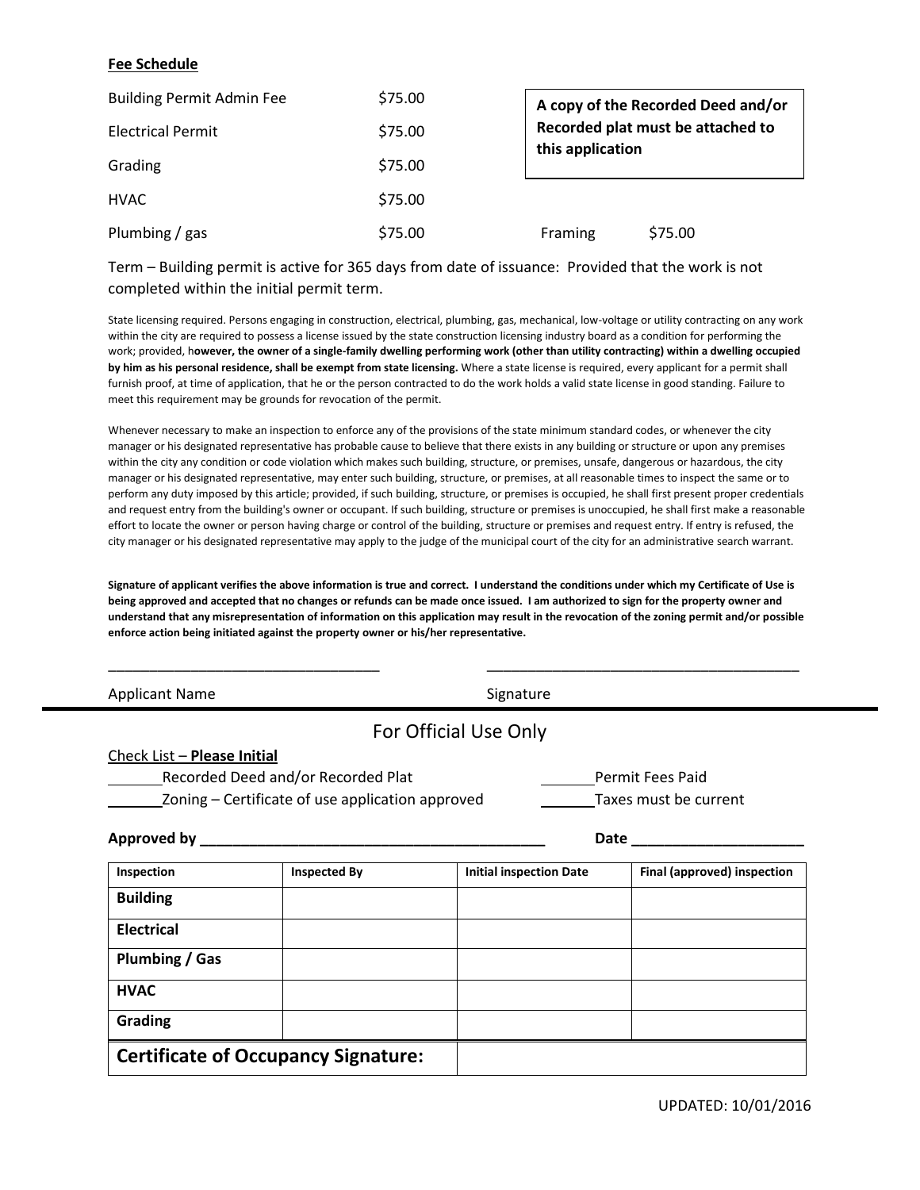**Fee Schedule**

| | |
|---|---|
| Building Permit Admin Fee | $75.00 |
| Electrical Permit | $75.00 |
| Grading | $75.00 |
| HVAC | $75.00 |
| Plumbing / gas | $75.00 |
| Framing | $75.00 |

**A copy of the Recorded Deed and/or Recorded plat must be attached to this application**

Term – Building permit is active for 365 days from date of issuance: Provided that the work is not completed within the initial permit term.

State licensing required. Persons engaging in construction, electrical, plumbing, gas, mechanical, low-voltage or utility contracting on any work within the city are required to possess a license issued by the state construction licensing industry board as a condition for performing the work; provided, h**owever, the owner of a single-family dwelling performing work (other than utility contracting) within a dwelling occupied by him as his personal residence, shall be exempt from state licensing.** Where a state license is required, every applicant for a permit shall furnish proof, at time of application, that he or the person contracted to do the work holds a valid state license in good standing. Failure to meet this requirement may be grounds for revocation of the permit.

Whenever necessary to make an inspection to enforce any of the provisions of the state minimum standard codes, or whenever the city manager or his designated representative has probable cause to believe that there exists in any building or structure or upon any premises within the city any condition or code violation which makes such building, structure, or premises, unsafe, dangerous or hazardous, the city manager or his designated representative, may enter such building, structure, or premises, at all reasonable times to inspect the same or to perform any duty imposed by this article; provided, if such building, structure, or premises is occupied, he shall first present proper credentials and request entry from the building's owner or occupant. If such building, structure or premises is unoccupied, he shall first make a reasonable effort to locate the owner or person having charge or control of the building, structure or premises and request entry. If entry is refused, the city manager or his designated representative may apply to the judge of the municipal court of the city for an administrative search warrant.

**Signature of applicant verifies the above information is true and correct. I understand the conditions under which my Certificate of Use is being approved and accepted that no changes or refunds can be made once issued. I am authorized to sign for the property owner and understand that any misrepresentation of information on this application may result in the revocation of the zoning permit and/or possible enforce action being initiated against the property owner or his/her representative.**

___________________________________ ________________________________________

Applicant Name Signature

## For Official Use Only

Check List – **Please Initial**

_______Recorded Deed and/or Recorded Plat _______Permit Fees Paid

_______Zoning – Certificate of use application approved _______Taxes must be current

**Approved by** ___________________________________________ **Date** _____________________

| Inspection | Inspected By | Initial inspection Date | Final (approved) inspection |
|---|---|---|---|
| **Building** | | | |
| **Electrical** | | | |
| **Plumbing / Gas** | | | |
| **HVAC** | | | |
| **Grading** | | | |
| **Certificate of Occupancy Signature:** | | | |

UPDATED: 10/01/2016